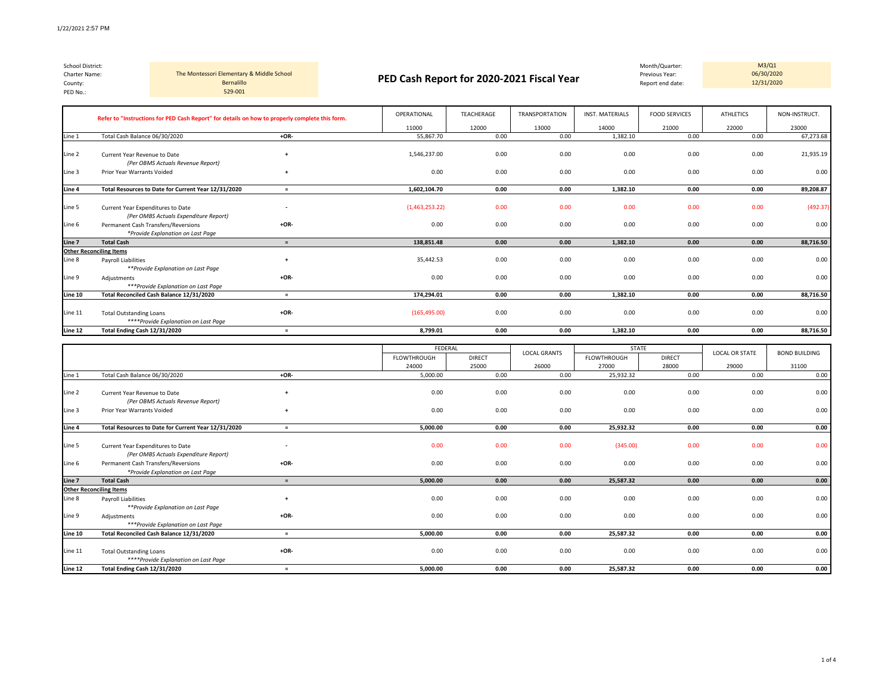School District:
Charter Name: The Montessori Elementary & Middle School
County: Bernalillo
PED No.: 529-001

# PED Cash Report for 2020-2021 Fiscal Year

Month/Quarter: M3/Q1
Previous Year: 06/30/2020
Report end date: 12/31/2020

| | Refer to "Instructions for PED Cash Report" for details on how to properly complete this form. | | OPERATIONAL | TEACHERAGE | TRANSPORTATION | INST. MATERIALS | FOOD SERVICES | ATHLETICS | NON-INSTRUCT. |
|---|---|---|---|---|---|---|---|---|---|
| | | | 11000 | 12000 | 13000 | 14000 | 21000 | 22000 | 23000 |
| Line 1 | Total Cash Balance 06/30/2020 | +OR- | 55,867.70 | 0.00 | 0.00 | 1,382.10 | 0.00 | 0.00 | 67,273.68 |
| Line 2 | Current Year Revenue to Date *(Per OBMS Actuals Revenue Report)* | + | 1,546,237.00 | 0.00 | 0.00 | 0.00 | 0.00 | 0.00 | 21,935.19 |
| Line 3 | Prior Year Warrants Voided | + | 0.00 | 0.00 | 0.00 | 0.00 | 0.00 | 0.00 | 0.00 |
| **Line 4** | **Total Resources to Date for Current Year 12/31/2020** | = | **1,602,104.70** | **0.00** | **0.00** | **1,382.10** | **0.00** | **0.00** | **89,208.87** |
| Line 5 | Current Year Expenditures to Date *(Per OMBS Actuals Expenditure Report)* | - | (1,463,253.22) | 0.00 | 0.00 | 0.00 | 0.00 | 0.00 | (492.37) |
| Line 6 | Permanent Cash Transfers/Reversions *\*Provide Explanation on Last Page* | +OR- | 0.00 | 0.00 | 0.00 | 0.00 | 0.00 | 0.00 | 0.00 |
| **Line 7** | **Total Cash** | = | **138,851.48** | **0.00** | **0.00** | **1,382.10** | **0.00** | **0.00** | **88,716.50** |
| **Other Reconciling Items** | | | | | | | | | |
| Line 8 | Payroll Liabilities *\*\*Provide Explanation on Last Page* | + | 35,442.53 | 0.00 | 0.00 | 0.00 | 0.00 | 0.00 | 0.00 |
| Line 9 | Adjustments *\*\*\*Provide Explanation on Last Page* | +OR- | 0.00 | 0.00 | 0.00 | 0.00 | 0.00 | 0.00 | 0.00 |
| **Line 10** | **Total Reconciled Cash Balance 12/31/2020** | = | **174,294.01** | **0.00** | **0.00** | **1,382.10** | **0.00** | **0.00** | **88,716.50** |
| Line 11 | Total Outstanding Loans *\*\*\*\*Provide Explanation on Last Page* | +OR- | (165,495.00) | 0.00 | 0.00 | 0.00 | 0.00 | 0.00 | 0.00 |
| **Line 12** | **Total Ending Cash 12/31/2020** | = | **8,799.01** | **0.00** | **0.00** | **1,382.10** | **0.00** | **0.00** | **88,716.50** |

| | | | FEDERAL | | LOCAL GRANTS | STATE | | LOCAL OR STATE | BOND BUILDING |
|---|---|---|---|---|---|---|---|---|---|
| | | | FLOWTHROUGH | DIRECT | | FLOWTHROUGH | DIRECT | | |
| | | | 24000 | 25000 | 26000 | 27000 | 28000 | 29000 | 31100 |
| Line 1 | Total Cash Balance 06/30/2020 | +OR- | 5,000.00 | 0.00 | 0.00 | 25,932.32 | 0.00 | 0.00 | 0.00 |
| Line 2 | Current Year Revenue to Date *(Per OBMS Actuals Revenue Report)* | + | 0.00 | 0.00 | 0.00 | 0.00 | 0.00 | 0.00 | 0.00 |
| Line 3 | Prior Year Warrants Voided | + | 0.00 | 0.00 | 0.00 | 0.00 | 0.00 | 0.00 | 0.00 |
| **Line 4** | **Total Resources to Date for Current Year 12/31/2020** | = | **5,000.00** | **0.00** | **0.00** | **25,932.32** | **0.00** | **0.00** | **0.00** |
| Line 5 | Current Year Expenditures to Date *(Per OMBS Actuals Expenditure Report)* | - | 0.00 | 0.00 | 0.00 | (345.00) | 0.00 | 0.00 | 0.00 |
| Line 6 | Permanent Cash Transfers/Reversions *\*Provide Explanation on Last Page* | +OR- | 0.00 | 0.00 | 0.00 | 0.00 | 0.00 | 0.00 | 0.00 |
| **Line 7** | **Total Cash** | = | **5,000.00** | **0.00** | **0.00** | **25,587.32** | **0.00** | **0.00** | **0.00** |
| **Other Reconciling Items** | | | | | | | | | |
| Line 8 | Payroll Liabilities *\*\*Provide Explanation on Last Page* | + | 0.00 | 0.00 | 0.00 | 0.00 | 0.00 | 0.00 | 0.00 |
| Line 9 | Adjustments *\*\*\*Provide Explanation on Last Page* | +OR- | 0.00 | 0.00 | 0.00 | 0.00 | 0.00 | 0.00 | 0.00 |
| **Line 10** | **Total Reconciled Cash Balance 12/31/2020** | = | **5,000.00** | **0.00** | **0.00** | **25,587.32** | **0.00** | **0.00** | **0.00** |
| Line 11 | Total Outstanding Loans *\*\*\*\*Provide Explanation on Last Page* | +OR- | 0.00 | 0.00 | 0.00 | 0.00 | 0.00 | 0.00 | 0.00 |
| **Line 12** | **Total Ending Cash 12/31/2020** | = | **5,000.00** | **0.00** | **0.00** | **25,587.32** | **0.00** | **0.00** | **0.00** |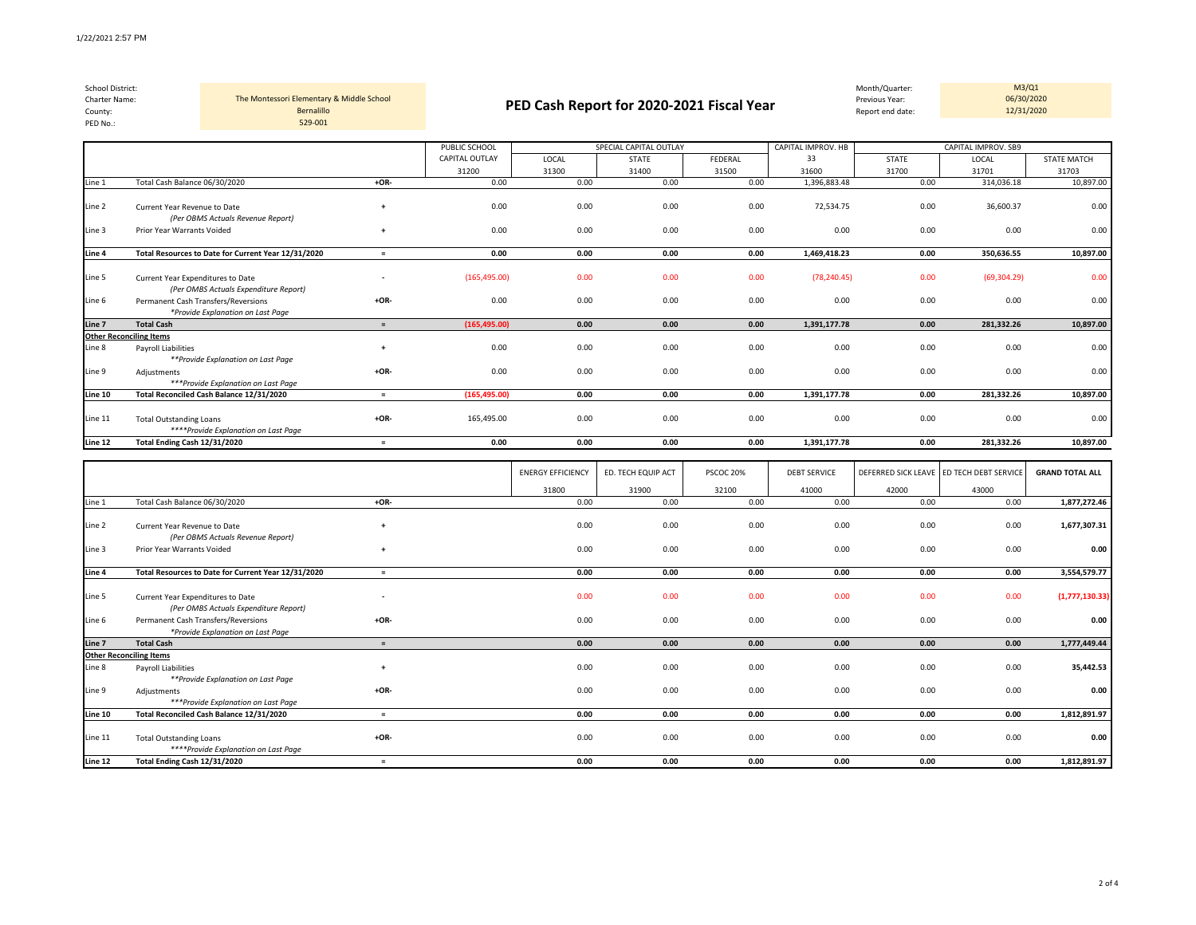| | |
|---|---|
| School District: | |
| Charter Name: | The Montessori Elementary & Middle School |
| County: | Bernalillo |
| PED No.: | 529-001 |

# PED Cash Report for 2020-2021 Fiscal Year

| | |
|---|---|
| Month/Quarter: | M3/Q1 |
| Previous Year: | 06/30/2020 |
| Report end date: | 12/31/2020 |

| | | | PUBLIC SCHOOL CAPITAL OUTLAY | SPECIAL CAPITAL OUTLAY | | | CAPITAL IMPROV. HB 33 | CAPITAL IMPROV. SB9 | | |
|---|---|---|---|---|---|---|---|---|---|---|
| | | | | LOCAL | STATE | FEDERAL | | STATE | LOCAL | STATE MATCH |
| | | | 31200 | 31300 | 31400 | 31500 | 31600 | 31700 | 31701 | 31703 |
| Line 1 | Total Cash Balance 06/30/2020 | +OR- | 0.00 | 0.00 | 0.00 | 0.00 | 1,396,883.48 | 0.00 | 314,036.18 | 10,897.00 |
| Line 2 | Current Year Revenue to Date *(Per OBMS Actuals Revenue Report)* | + | 0.00 | 0.00 | 0.00 | 0.00 | 72,534.75 | 0.00 | 36,600.37 | 0.00 |
| Line 3 | Prior Year Warrants Voided | + | 0.00 | 0.00 | 0.00 | 0.00 | 0.00 | 0.00 | 0.00 | 0.00 |
| **Line 4** | **Total Resources to Date for Current Year 12/31/2020** | = | **0.00** | **0.00** | **0.00** | **0.00** | **1,469,418.23** | **0.00** | **350,636.55** | **10,897.00** |
| Line 5 | Current Year Expenditures to Date *(Per OMBS Actuals Expenditure Report)* | - | (165,495.00) | 0.00 | 0.00 | 0.00 | (78,240.45) | 0.00 | (69,304.29) | 0.00 |
| Line 6 | Permanent Cash Transfers/Reversions *\*Provide Explanation on Last Page* | +OR- | 0.00 | 0.00 | 0.00 | 0.00 | 0.00 | 0.00 | 0.00 | 0.00 |
| **Line 7** | **Total Cash** | = | **(165,495.00)** | **0.00** | **0.00** | **0.00** | **1,391,177.78** | **0.00** | **281,332.26** | **10,897.00** |
| **Other Reconciling Items** | | | | | | | | | | |
| Line 8 | Payroll Liabilities *\*\*Provide Explanation on Last Page* | + | 0.00 | 0.00 | 0.00 | 0.00 | 0.00 | 0.00 | 0.00 | 0.00 |
| Line 9 | Adjustments *\*\*\*Provide Explanation on Last Page* | +OR- | 0.00 | 0.00 | 0.00 | 0.00 | 0.00 | 0.00 | 0.00 | 0.00 |
| **Line 10** | **Total Reconciled Cash Balance 12/31/2020** | = | **(165,495.00)** | **0.00** | **0.00** | **0.00** | **1,391,177.78** | **0.00** | **281,332.26** | **10,897.00** |
| Line 11 | Total Outstanding Loans *\*\*\*\*Provide Explanation on Last Page* | +OR- | 165,495.00 | 0.00 | 0.00 | 0.00 | 0.00 | 0.00 | 0.00 | 0.00 |
| **Line 12** | **Total Ending Cash 12/31/2020** | = | **0.00** | **0.00** | **0.00** | **0.00** | **1,391,177.78** | **0.00** | **281,332.26** | **10,897.00** |

| | | | ENERGY EFFICIENCY | ED. TECH EQUIP ACT | PSCOC 20% | DEBT SERVICE | DEFERRED SICK LEAVE | ED TECH DEBT SERVICE | GRAND TOTAL ALL |
|---|---|---|---|---|---|---|---|---|---|
| | | | 31800 | 31900 | 32100 | 41000 | 42000 | 43000 | |
| Line 1 | Total Cash Balance 06/30/2020 | +OR- | 0.00 | 0.00 | 0.00 | 0.00 | 0.00 | 0.00 | **1,877,272.46** |
| Line 2 | Current Year Revenue to Date *(Per OBMS Actuals Revenue Report)* | + | 0.00 | 0.00 | 0.00 | 0.00 | 0.00 | 0.00 | **1,677,307.31** |
| Line 3 | Prior Year Warrants Voided | + | 0.00 | 0.00 | 0.00 | 0.00 | 0.00 | 0.00 | **0.00** |
| **Line 4** | **Total Resources to Date for Current Year 12/31/2020** | = | **0.00** | **0.00** | **0.00** | **0.00** | **0.00** | **0.00** | **3,554,579.77** |
| Line 5 | Current Year Expenditures to Date *(Per OMBS Actuals Expenditure Report)* | - | 0.00 | 0.00 | 0.00 | 0.00 | 0.00 | 0.00 | **(1,777,130.33)** |
| Line 6 | Permanent Cash Transfers/Reversions *\*Provide Explanation on Last Page* | +OR- | 0.00 | 0.00 | 0.00 | 0.00 | 0.00 | 0.00 | **0.00** |
| **Line 7** | **Total Cash** | = | **0.00** | **0.00** | **0.00** | **0.00** | **0.00** | **0.00** | **1,777,449.44** |
| **Other Reconciling Items** | | | | | | | | | |
| Line 8 | Payroll Liabilities *\*\*Provide Explanation on Last Page* | + | 0.00 | 0.00 | 0.00 | 0.00 | 0.00 | 0.00 | **35,442.53** |
| Line 9 | Adjustments *\*\*\*Provide Explanation on Last Page* | +OR- | 0.00 | 0.00 | 0.00 | 0.00 | 0.00 | 0.00 | **0.00** |
| **Line 10** | **Total Reconciled Cash Balance 12/31/2020** | = | **0.00** | **0.00** | **0.00** | **0.00** | **0.00** | **0.00** | **1,812,891.97** |
| Line 11 | Total Outstanding Loans *\*\*\*\*Provide Explanation on Last Page* | +OR- | 0.00 | 0.00 | 0.00 | 0.00 | 0.00 | 0.00 | **0.00** |
| **Line 12** | **Total Ending Cash 12/31/2020** | = | **0.00** | **0.00** | **0.00** | **0.00** | **0.00** | **0.00** | **1,812,891.97** |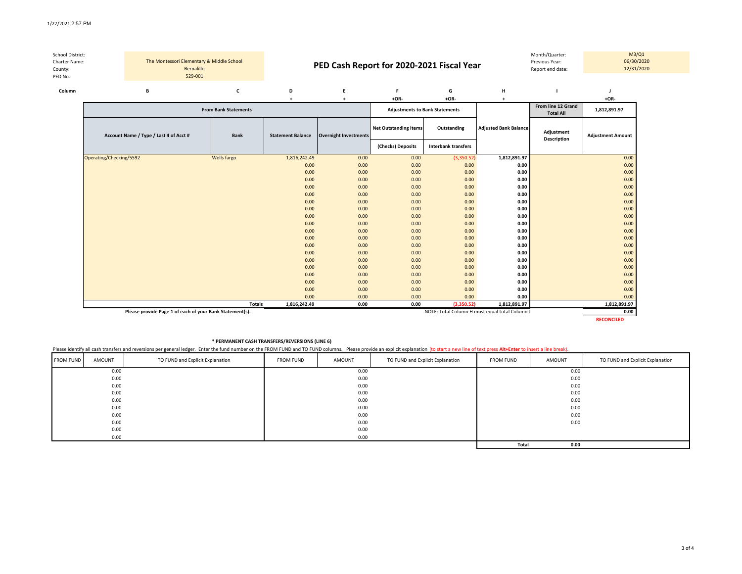1/22/2021 2:57 PM

| School District: | | | Month/Quarter: | M3/Q1 |
|---|---|---|---|---|
| Charter Name: | The Montessori Elementary & Middle School | | Previous Year: | 06/30/2020 |
| County: | Bernalillo | | Report end date: | 12/31/2020 |
| PED No.: | 529-001 | | | |

# PED Cash Report for 2020-2021 Fiscal Year

| Column | B | C | D | E | F | G | H | I | J |
|---|---|---|---|---|---|---|---|---|---|
| | | | + | + | +OR- | +OR- | + | | +OR- |
| | From Bank Statements | | | | Adjustments to Bank Statements | | | From line 12 Grand Total All | 1,812,891.97 |
| | Account Name / Type / Last 4 of Acct # | Bank | Statement Balance | Overnight Investments | Net Outstanding Items (Checks) Deposits | Outstanding Interbank transfers | Adjusted Bank Balance | Adjustment Description | Adjustment Amount |
| | Operating/Checking/5592 | Wells fargo | 1,816,242.49 | 0.00 | 0.00 | (3,350.52) | **1,812,891.97** | | 0.00 |
| | | | 0.00 | 0.00 | 0.00 | 0.00 | **0.00** | | 0.00 |
| | | | 0.00 | 0.00 | 0.00 | 0.00 | **0.00** | | 0.00 |
| | | | 0.00 | 0.00 | 0.00 | 0.00 | **0.00** | | 0.00 |
| | | | 0.00 | 0.00 | 0.00 | 0.00 | **0.00** | | 0.00 |
| | | | 0.00 | 0.00 | 0.00 | 0.00 | **0.00** | | 0.00 |
| | | | 0.00 | 0.00 | 0.00 | 0.00 | **0.00** | | 0.00 |
| | | | 0.00 | 0.00 | 0.00 | 0.00 | **0.00** | | 0.00 |
| | | | 0.00 | 0.00 | 0.00 | 0.00 | **0.00** | | 0.00 |
| | | | 0.00 | 0.00 | 0.00 | 0.00 | **0.00** | | 0.00 |
| | | | 0.00 | 0.00 | 0.00 | 0.00 | **0.00** | | 0.00 |
| | | | 0.00 | 0.00 | 0.00 | 0.00 | **0.00** | | 0.00 |
| | | | 0.00 | 0.00 | 0.00 | 0.00 | **0.00** | | 0.00 |
| | | | 0.00 | 0.00 | 0.00 | 0.00 | **0.00** | | 0.00 |
| | | | 0.00 | 0.00 | 0.00 | 0.00 | **0.00** | | 0.00 |
| | | | 0.00 | 0.00 | 0.00 | 0.00 | **0.00** | | 0.00 |
| | | | 0.00 | 0.00 | 0.00 | 0.00 | **0.00** | | 0.00 |
| | | | 0.00 | 0.00 | 0.00 | 0.00 | **0.00** | | 0.00 |
| | | | 0.00 | 0.00 | 0.00 | 0.00 | **0.00** | | 0.00 |
| | | | 0.00 | 0.00 | 0.00 | 0.00 | **0.00** | | 0.00 |
| | | **Totals** | **1,816,242.49** | **0.00** | **0.00** | **(3,350.52)** | **1,812,891.97** | | **1,812,891.97** |
| | **Please provide Page 1 of each of your Bank Statement(s).** | | | | | NOTE: Total Column H must equal total Column J | | | **0.00** |
| | | | | | | | | | **RECONCILED** |

**\* PERMANENT CASH TRANSFERS/REVERSIONS (LINE 6)**

Please identify all cash transfers and reversions per general ledger. Enter the fund number on the FROM FUND and TO FUND columns. Please provide an explicit explanation (to start a new line of text press **Alt+Enter** to insert a line break).

| FROM FUND | AMOUNT | TO FUND and Explicit Explanation | FROM FUND | AMOUNT | TO FUND and Explicit Explanation | FROM FUND | AMOUNT | TO FUND and Explicit Explanation |
|---|---|---|---|---|---|---|---|---|
| | 0.00 | | | 0.00 | | | 0.00 | |
| | 0.00 | | | 0.00 | | | 0.00 | |
| | 0.00 | | | 0.00 | | | 0.00 | |
| | 0.00 | | | 0.00 | | | 0.00 | |
| | 0.00 | | | 0.00 | | | 0.00 | |
| | 0.00 | | | 0.00 | | | 0.00 | |
| | 0.00 | | | 0.00 | | | 0.00 | |
| | 0.00 | | | 0.00 | | | 0.00 | |
| | 0.00 | | | 0.00 | | | | |
| | 0.00 | | | 0.00 | | | | |
| | | | | | | **Total** | **0.00** | |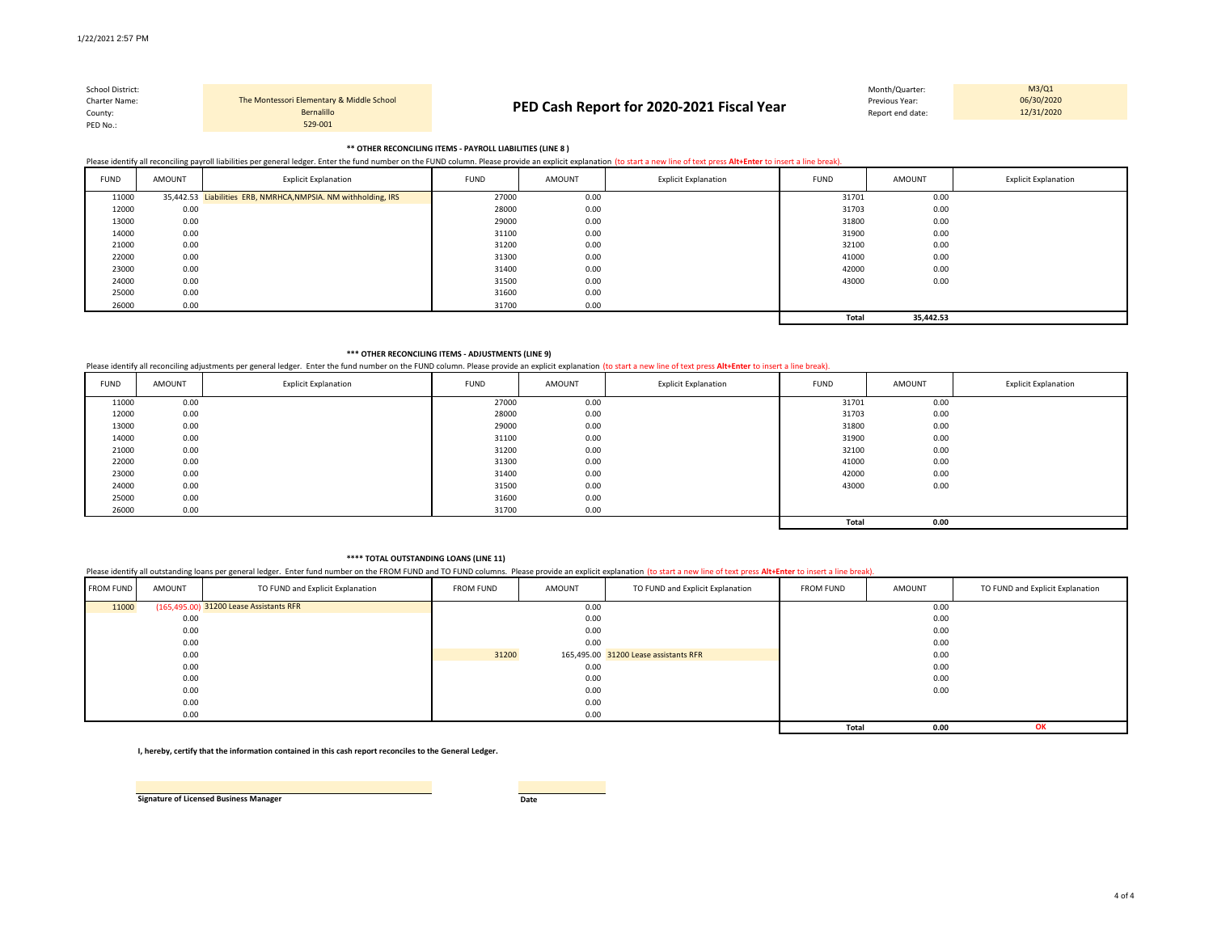| | |
|---|---|
| School District: | |
| Charter Name: | The Montessori Elementary & Middle School |
| County: | Bernalillo |
| PED No.: | 529-001 |

# PED Cash Report for 2020-2021 Fiscal Year

| | |
|---|---|
| Month/Quarter: | M3/Q1 |
| Previous Year: | 06/30/2020 |
| Report end date: | 12/31/2020 |

**\*\* OTHER RECONCILING ITEMS - PAYROLL LIABILITIES (LINE 8 )**

Please identify all reconciling payroll liabilities per general ledger. Enter the fund number on the FUND column. Please provide an explicit explanation (to start a new line of text press **Alt+Enter** to insert a line break).

| FUND | AMOUNT | Explicit Explanation | FUND | AMOUNT | Explicit Explanation | FUND | AMOUNT | Explicit Explanation |
|---|---|---|---|---|---|---|---|---|
| 11000 | 35,442.53 | Liabilities ERB, NMRHCA,NMPSIA. NM withholding, IRS | 27000 | 0.00 | | 31701 | 0.00 | |
| 12000 | 0.00 | | 28000 | 0.00 | | 31703 | 0.00 | |
| 13000 | 0.00 | | 29000 | 0.00 | | 31800 | 0.00 | |
| 14000 | 0.00 | | 31100 | 0.00 | | 31900 | 0.00 | |
| 21000 | 0.00 | | 31200 | 0.00 | | 32100 | 0.00 | |
| 22000 | 0.00 | | 31300 | 0.00 | | 41000 | 0.00 | |
| 23000 | 0.00 | | 31400 | 0.00 | | 42000 | 0.00 | |
| 24000 | 0.00 | | 31500 | 0.00 | | 43000 | 0.00 | |
| 25000 | 0.00 | | 31600 | 0.00 | | | | |
| 26000 | 0.00 | | 31700 | 0.00 | | | | |
| | | | | | | Total | 35,442.53 | |

**\*\*\* OTHER RECONCILING ITEMS - ADJUSTMENTS (LINE 9)**

Please identify all reconciling adjustments per general ledger. Enter the fund number on the FUND column. Please provide an explicit explanation (to start a new line of text press **Alt+Enter** to insert a line break).

| FUND | AMOUNT | Explicit Explanation | FUND | AMOUNT | Explicit Explanation | FUND | AMOUNT | Explicit Explanation |
|---|---|---|---|---|---|---|---|---|
| 11000 | 0.00 | | 27000 | 0.00 | | 31701 | 0.00 | |
| 12000 | 0.00 | | 28000 | 0.00 | | 31703 | 0.00 | |
| 13000 | 0.00 | | 29000 | 0.00 | | 31800 | 0.00 | |
| 14000 | 0.00 | | 31100 | 0.00 | | 31900 | 0.00 | |
| 21000 | 0.00 | | 31200 | 0.00 | | 32100 | 0.00 | |
| 22000 | 0.00 | | 31300 | 0.00 | | 41000 | 0.00 | |
| 23000 | 0.00 | | 31400 | 0.00 | | 42000 | 0.00 | |
| 24000 | 0.00 | | 31500 | 0.00 | | 43000 | 0.00 | |
| 25000 | 0.00 | | 31600 | 0.00 | | | | |
| 26000 | 0.00 | | 31700 | 0.00 | | | | |
| | | | | | | Total | 0.00 | |

**\*\*\*\* TOTAL OUTSTANDING LOANS (LINE 11)**

Please identify all outstanding loans per general ledger. Enter fund number on the FROM FUND and TO FUND columns. Please provide an explicit explanation (to start a new line of text press **Alt+Enter** to insert a line break).

| FROM FUND | AMOUNT | TO FUND and Explicit Explanation | FROM FUND | AMOUNT | TO FUND and Explicit Explanation | FROM FUND | AMOUNT | TO FUND and Explicit Explanation |
|---|---|---|---|---|---|---|---|---|
| 11000 | (165,495.00) | 31200 Lease Assistants RFR | | 0.00 | | | 0.00 | |
| | 0.00 | | | 0.00 | | | 0.00 | |
| | 0.00 | | | 0.00 | | | 0.00 | |
| | 0.00 | | | 0.00 | | | 0.00 | |
| | 0.00 | | 31200 | 165,495.00 | 31200 Lease assistants RFR | | 0.00 | |
| | 0.00 | | | 0.00 | | | 0.00 | |
| | 0.00 | | | 0.00 | | | 0.00 | |
| | 0.00 | | | 0.00 | | | 0.00 | |
| | 0.00 | | | 0.00 | | | | |
| | 0.00 | | | 0.00 | | | | |
| | | | | | | Total | 0.00 | OK |

**I, hereby, certify that the information contained in this cash report reconciles to the General Ledger.**

**Signature of Licensed Business Manager** **Date**